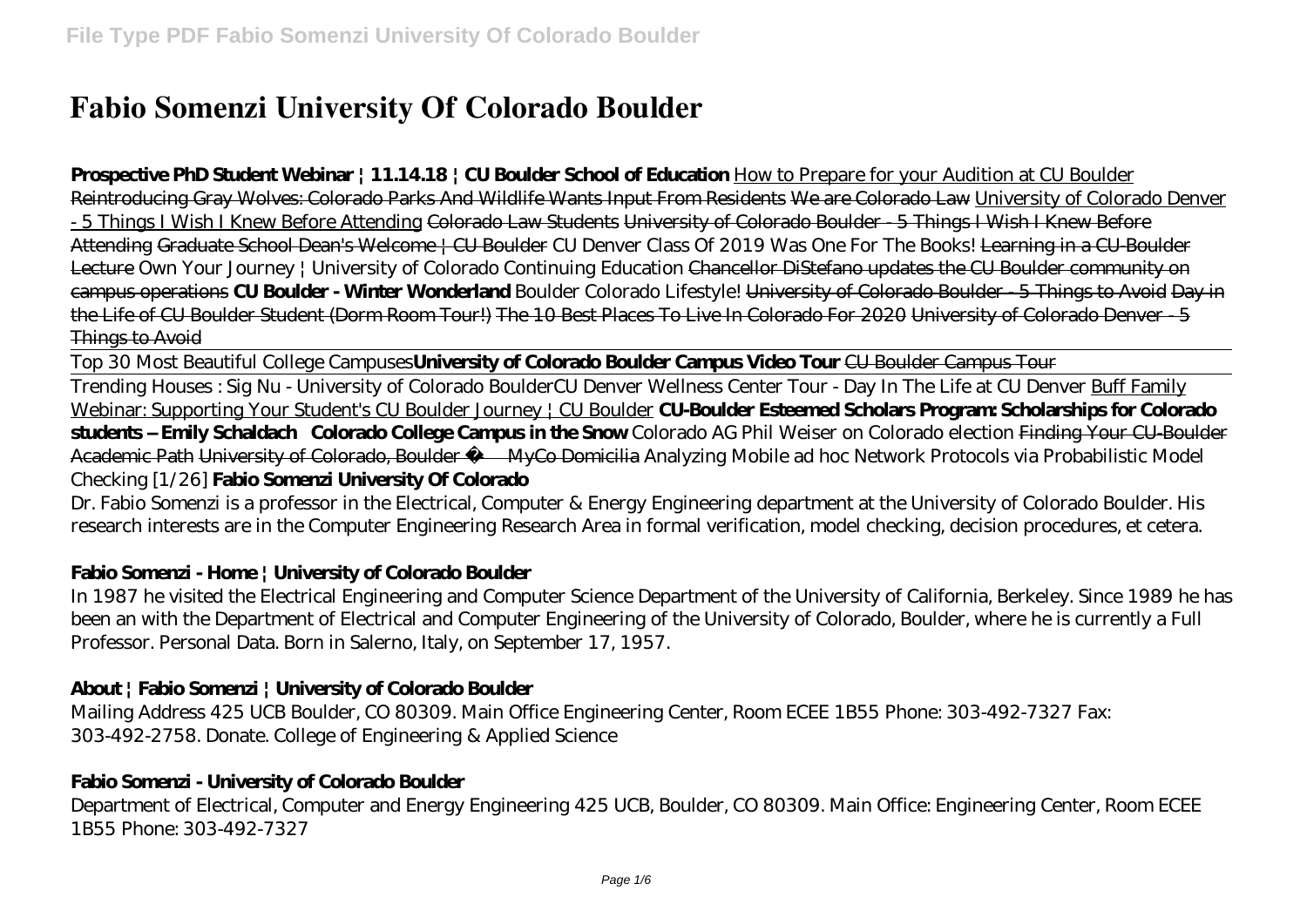# Fabio Somenzi University Of Colorado Boulder

**Prospective PhD Student Webinar | 11.14.18 | CU Boulder School of Education** How to Prepare for your Audition at CU Boulder Reintroducing Gray Wolves: Colorado Parks And Wildlife Wants Input From Residents We are Colorado Law University of Colorado Denver - 5 Things I Wish I Knew Before Attending Colorado Law Students University of Colorado Boulder - 5 Things I Wish I Knew Before Attending Graduate School Dean's Welcome | CU Boulder *CU Denver Class Of 2019 Was One For The Books!* Learning in a CU-Boulder Lecture *Own Your Journey | University of Colorado Continuing Education* Chancellor DiStefano updates the CU Boulder community on campus operations **CU Boulder - Winter Wonderland** *Boulder Colorado Lifestyle!* University of Colorado Boulder - 5 Things to Avoid Day in the Life of CU Boulder Student (Dorm Room Tour!) The 10 Best Places To Live In Colorado For 2020 University of Colorado Denver - 5 Things to Avoid

Top 30 Most Beautiful College Campuses**University of Colorado Boulder Campus Video Tour** CU Boulder Campus Tour

Trending Houses : Sig Nu - University of Colorado Boulder*CU Denver Wellness Center Tour - Day In The Life at CU Denver* Buff Family Webinar: Supporting Your Student's CU Boulder Journey | CU Boulder **CU-Boulder Esteemed Scholars Program: Scholarships for Colorado students -- Emily Schaldach Colorado College Campus in the Snow** *Colorado AG Phil Weiser on Colorado election* Finding Your CU-Boulder Academic Path University of Colorado, Boulder — MyCo Domicilia *Analyzing Mobile ad hoc Network Protocols via Probabilistic Model Checking [1/26]* **Fabio Somenzi University Of Colorado**

Dr. Fabio Somenzi is a professor in the Electrical, Computer & Energy Engineering department at the University of Colorado Boulder. His research interests are in the Computer Engineering Research Area in formal verification, model checking, decision procedures, et cetera.

## Fabio Somenzi - Home | University of Colorado Boulder

In 1987 he visited the Electrical Engineering and Computer Science Department of the University of California, Berkeley. Since 1989 he has been an with the Department of Electrical and Computer Engineering of the University of Colorado, Boulder, where he is currently a Full Professor. Personal Data. Born in Salerno, Italy, on September 17, 1957.

## About | Fabio Somenzi | University of Colorado Boulder

Mailing Address 425 UCB Boulder, CO 80309. Main Office Engineering Center, Room ECEE 1B55 Phone: 303-492-7327 Fax: 303-492-2758. Donate. College of Engineering & Applied Science

## Fabio Somenzi - University of Colorado Boulder

Department of Electrical, Computer and Energy Engineering 425 UCB, Boulder, CO 80309. Main Office: Engineering Center, Room ECEE 1B55 Phone: 303-492-7327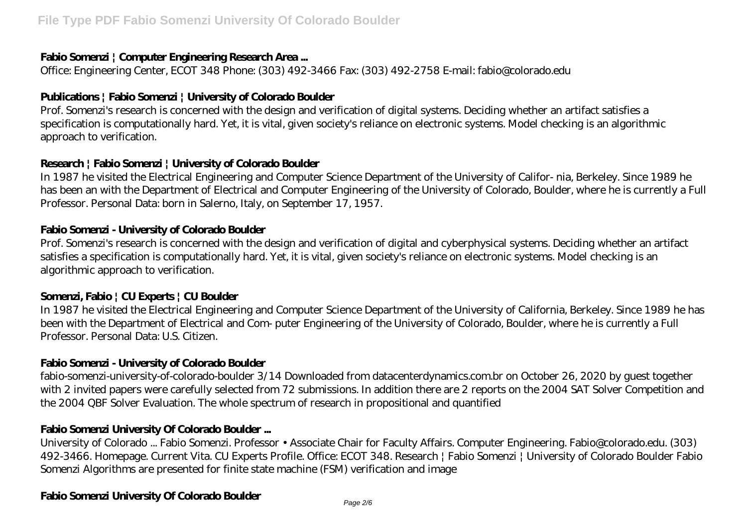### Fabio Somenzi | Computer Engineering Research Area ...

Office: Engineering Center, ECOT 348 Phone: (303) 492-3466 Fax: (303) 492-2758 E-mail: fabio@colorado.edu

### Publications | Fabio Somenzi | University of Colorado Boulder

Prof. Somenzi's research is concerned with the design and verification of digital systems. Deciding whether an artifact satisfies a specification is computationally hard. Yet, it is vital, given society's reliance on electronic systems. Model checking is an algorithmic approach to verification.

### Research | Fabio Somenzi | University of Colorado Boulder

In 1987 he visited the Electrical Engineering and Computer Science Department of the University of Califor- nia, Berkeley. Since 1989 he has been an with the Department of Electrical and Computer Engineering of the University of Colorado, Boulder, where he is currently a Full Professor. Personal Data: born in Salerno, Italy, on September 17, 1957.

### Fabio Somenzi - University of Colorado Boulder

Prof. Somenzi's research is concerned with the design and verification of digital and cyberphysical systems. Deciding whether an artifact satisfies a specification is computationally hard. Yet, it is vital, given society's reliance on electronic systems. Model checking is an algorithmic approach to verification.

### Somenzi, Fabio | CU Experts | CU Boulder

In 1987 he visited the Electrical Engineering and Computer Science Department of the University of California, Berkeley. Since 1989 he has been with the Department of Electrical and Com- puter Engineering of the University of Colorado, Boulder, where he is currently a Full Professor. Personal Data: U.S. Citizen.

### Fabio Somenzi - University of Colorado Boulder

fabio-somenzi-university-of-colorado-boulder 3/14 Downloaded from datacenterdynamics.com.br on October 26, 2020 by guest together with 2 invited papers were carefully selected from 72 submissions. In addition there are 2 reports on the 2004 SAT Solver Competition and the 2004 QBF Solver Evaluation. The whole spectrum of research in propositional and quantified

### Fabio Somenzi University Of Colorado Boulder ...

University of Colorado ... Fabio Somenzi. Professor • Associate Chair for Faculty Affairs. Computer Engineering. Fabio@colorado.edu. (303) 492-3466. Homepage. Current Vita. CU Experts Profile. Office: ECOT 348. Research | Fabio Somenzi | University of Colorado Boulder Fabio Somenzi Algorithms are presented for finite state machine (FSM) verification and image

### Fabio Somenzi University Of Colorado Boulder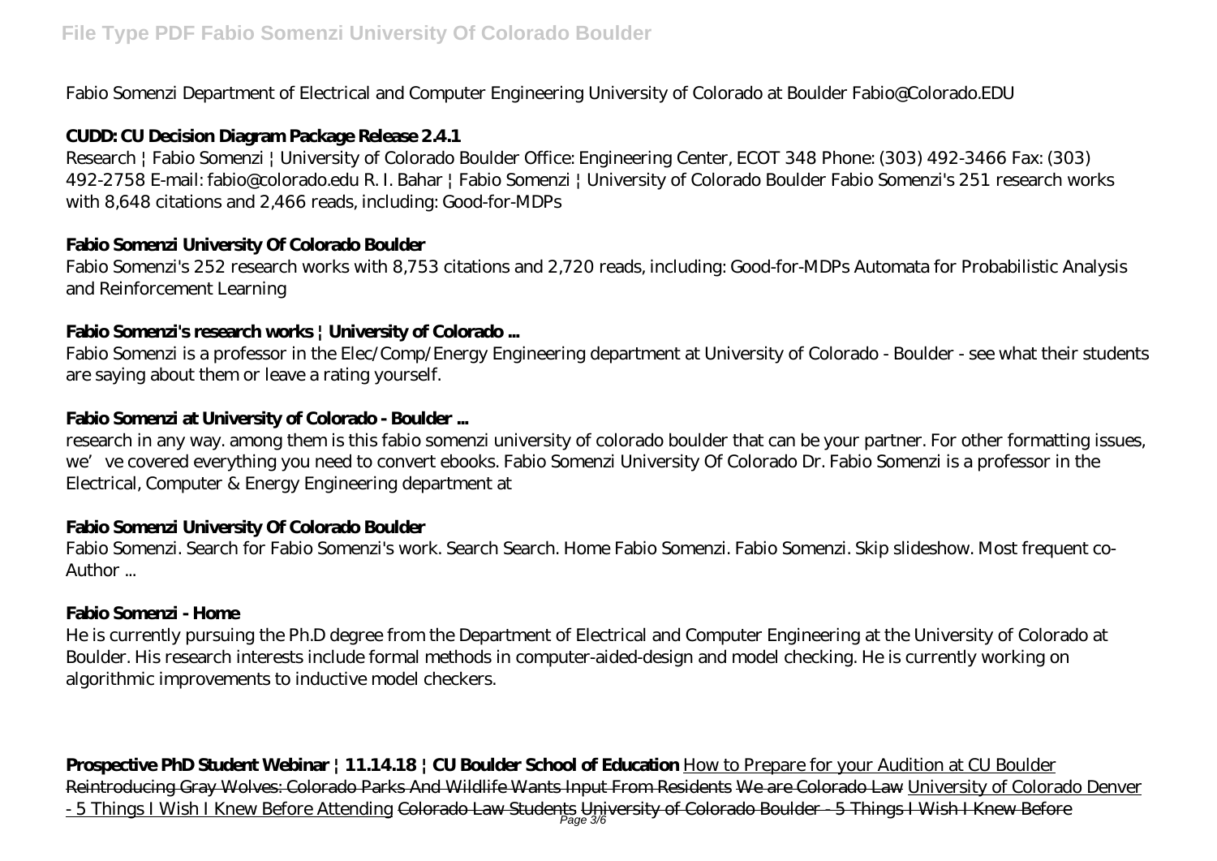Fabio Somenzi Department of Electrical and Computer Engineering University of Colorado at Boulder Fabio@Colorado.EDU

**CUDD: CU Decision Diagram Package Release 2.4.1**

Research | Fabio Somenzi | University of Colorado Boulder Office: Engineering Center, ECOT 348 Phone: (303) 492-3466 Fax: (303) 492-2758 E-mail: fabio@colorado.edu R. I. Bahar | Fabio Somenzi | University of Colorado Boulder Fabio Somenzi's 251 research works with 8,648 citations and 2,466 reads, including: Good-for-MDPs

**Fabio Somenzi University Of Colorado Boulder**

Fabio Somenzi's 252 research works with 8,753 citations and 2,720 reads, including: Good-for-MDPs Automata for Probabilistic Analysis and Reinforcement Learning

**Fabio Somenzi's research works | University of Colorado ...**

Fabio Somenzi is a professor in the Elec/Comp/Energy Engineering department at University of Colorado - Boulder - see what their students are saying about them or leave a rating yourself.

**Fabio Somenzi at University of Colorado - Boulder ...**

research in any way. among them is this fabio somenzi university of colorado boulder that can be your partner. For other formatting issues, we've covered everything you need to convert ebooks. Fabio Somenzi University Of Colorado Dr. Fabio Somenzi is a professor in the Electrical, Computer & Energy Engineering department at

**Fabio Somenzi University Of Colorado Boulder**

Fabio Somenzi. Search for Fabio Somenzi's work. Search Search. Home Fabio Somenzi. Fabio Somenzi. Skip slideshow. Most frequent co-Author ...

**Fabio Somenzi - Home**

He is currently pursuing the Ph.D degree from the Department of Electrical and Computer Engineering at the University of Colorado at Boulder. His research interests include formal methods in computer-aided-design and model checking. He is currently working on algorithmic improvements to inductive model checkers.

**Prospective PhD Student Webinar | 11.14.18 | CU Boulder School of Education** How to Prepare for your Audition at CU Boulder Reintroducing Gray Wolves: Colorado Parks And Wildlife Wants Input From Residents We are Colorado Law University of Colorado Denver - 5 Things I Wish I Knew Before Attending Colorado Law Students University of Colorado Boulder - 5 Things I Wish I Knew Before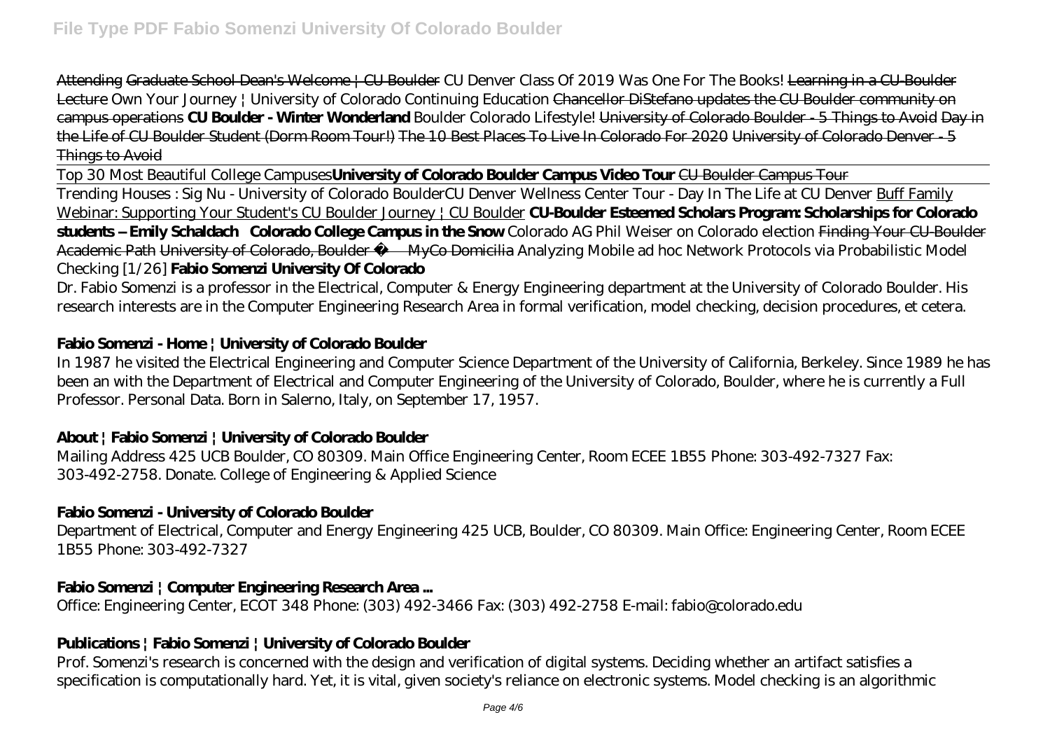Attending Graduate School Dean's Welcome | CU Boulder *CU Denver Class Of 2019 Was One For The Books!* Learning in a CU-Boulder Lecture *Own Your Journey | University of Colorado Continuing Education* Chancellor DiStefano updates the CU Boulder community on campus operations **CU Boulder - Winter Wonderland** *Boulder Colorado Lifestyle!* University of Colorado Boulder - 5 Things to Avoid Day in the Life of CU Boulder Student (Dorm Room Tour!) The 10 Best Places To Live In Colorado For 2020 University of Colorado Denver - 5 Things to Avoid

Top 30 Most Beautiful College Campuses **University of Colorado Boulder Campus Video Tour** CU Boulder Campus Tour

Trending Houses : Sig Nu - University of Colorado Boulder *CU Denver Wellness Center Tour - Day In The Life at CU Denver* Buff Family Webinar: Supporting Your Student's CU Boulder Journey | CU Boulder **CU-Boulder Esteemed Scholars Program: Scholarships for Colorado students -- Emily Schaldach** **Colorado College Campus in the Snow** *Colorado AG Phil Weiser on Colorado election* Finding Your CU-Boulder Academic Path University of Colorado, Boulder — MyCo Domicilia *Analyzing Mobile ad hoc Network Protocols via Probabilistic Model Checking [1/26]* **Fabio Somenzi University Of Colorado**

Dr. Fabio Somenzi is a professor in the Electrical, Computer & Energy Engineering department at the University of Colorado Boulder. His research interests are in the Computer Engineering Research Area in formal verification, model checking, decision procedures, et cetera.

### Fabio Somenzi - Home | University of Colorado Boulder

In 1987 he visited the Electrical Engineering and Computer Science Department of the University of California, Berkeley. Since 1989 he has been an with the Department of Electrical and Computer Engineering of the University of Colorado, Boulder, where he is currently a Full Professor. Personal Data. Born in Salerno, Italy, on September 17, 1957.

### About | Fabio Somenzi | University of Colorado Boulder

Mailing Address 425 UCB Boulder, CO 80309. Main Office Engineering Center, Room ECEE 1B55 Phone: 303-492-7327 Fax: 303-492-2758. Donate. College of Engineering & Applied Science

### Fabio Somenzi - University of Colorado Boulder

Department of Electrical, Computer and Energy Engineering 425 UCB, Boulder, CO 80309. Main Office: Engineering Center, Room ECEE 1B55 Phone: 303-492-7327

### Fabio Somenzi | Computer Engineering Research Area ...

Office: Engineering Center, ECOT 348 Phone: (303) 492-3466 Fax: (303) 492-2758 E-mail: fabio@colorado.edu

### Publications | Fabio Somenzi | University of Colorado Boulder

Prof. Somenzi's research is concerned with the design and verification of digital systems. Deciding whether an artifact satisfies a specification is computationally hard. Yet, it is vital, given society's reliance on electronic systems. Model checking is an algorithmic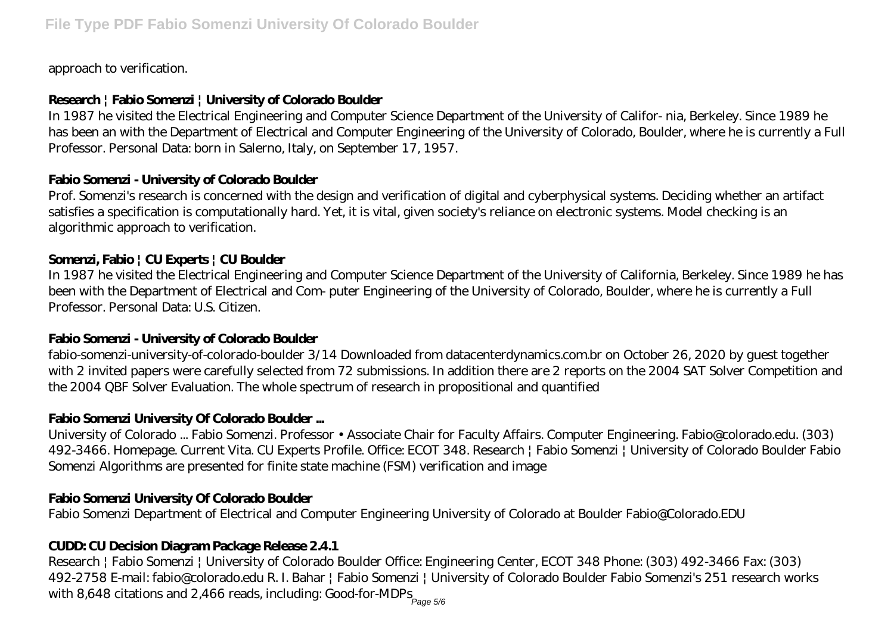approach to verification.

### Research | Fabio Somenzi | University of Colorado Boulder

In 1987 he visited the Electrical Engineering and Computer Science Department of the University of Califor- nia, Berkeley. Since 1989 he has been an with the Department of Electrical and Computer Engineering of the University of Colorado, Boulder, where he is currently a Full Professor. Personal Data: born in Salerno, Italy, on September 17, 1957.

### Fabio Somenzi - University of Colorado Boulder

Prof. Somenzi's research is concerned with the design and verification of digital and cyberphysical systems. Deciding whether an artifact satisfies a specification is computationally hard. Yet, it is vital, given society's reliance on electronic systems. Model checking is an algorithmic approach to verification.

### Somenzi, Fabio | CU Experts | CU Boulder

In 1987 he visited the Electrical Engineering and Computer Science Department of the University of California, Berkeley. Since 1989 he has been with the Department of Electrical and Com- puter Engineering of the University of Colorado, Boulder, where he is currently a Full Professor. Personal Data: U.S. Citizen.

### Fabio Somenzi - University of Colorado Boulder

fabio-somenzi-university-of-colorado-boulder 3/14 Downloaded from datacenterdynamics.com.br on October 26, 2020 by guest together with 2 invited papers were carefully selected from 72 submissions. In addition there are 2 reports on the 2004 SAT Solver Competition and the 2004 QBF Solver Evaluation. The whole spectrum of research in propositional and quantified

### Fabio Somenzi University Of Colorado Boulder ...

University of Colorado ... Fabio Somenzi. Professor • Associate Chair for Faculty Affairs. Computer Engineering. Fabio@colorado.edu. (303) 492-3466. Homepage. Current Vita. CU Experts Profile. Office: ECOT 348. Research | Fabio Somenzi | University of Colorado Boulder Fabio Somenzi Algorithms are presented for finite state machine (FSM) verification and image

### Fabio Somenzi University Of Colorado Boulder

Fabio Somenzi Department of Electrical and Computer Engineering University of Colorado at Boulder Fabio@Colorado.EDU

### CUDD: CU Decision Diagram Package Release 2.4.1

Research | Fabio Somenzi | University of Colorado Boulder Office: Engineering Center, ECOT 348 Phone: (303) 492-3466 Fax: (303) 492-2758 E-mail: fabio@colorado.edu R. I. Bahar | Fabio Somenzi | University of Colorado Boulder Fabio Somenzi's 251 research works with 8,648 citations and 2,466 reads, including: Good-for-MDPs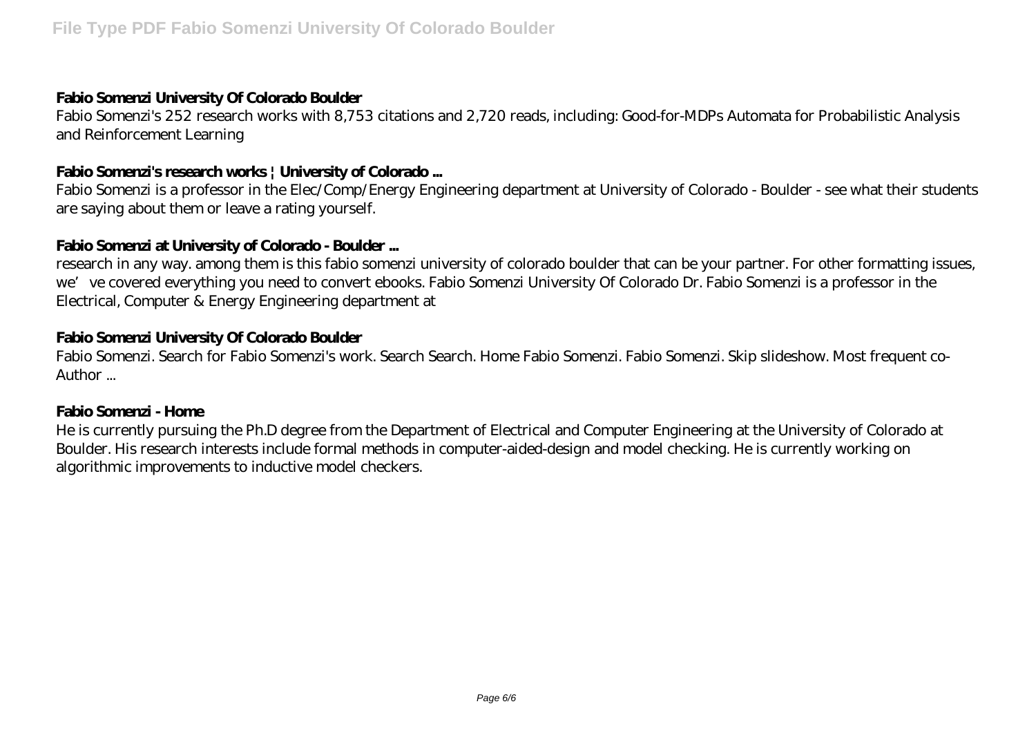**Fabio Somenzi University Of Colorado Boulder**

Fabio Somenzi's 252 research works with 8,753 citations and 2,720 reads, including: Good-for-MDPs Automata for Probabilistic Analysis and Reinforcement Learning

**Fabio Somenzi's research works | University of Colorado ...**

Fabio Somenzi is a professor in the Elec/Comp/Energy Engineering department at University of Colorado - Boulder - see what their students are saying about them or leave a rating yourself.

**Fabio Somenzi at University of Colorado - Boulder ...**

research in any way. among them is this fabio somenzi university of colorado boulder that can be your partner. For other formatting issues, we've covered everything you need to convert ebooks. Fabio Somenzi University Of Colorado Dr. Fabio Somenzi is a professor in the Electrical, Computer & Energy Engineering department at

**Fabio Somenzi University Of Colorado Boulder**

Fabio Somenzi. Search for Fabio Somenzi's work. Search Search. Home Fabio Somenzi. Fabio Somenzi. Skip slideshow. Most frequent co-Author ...

**Fabio Somenzi - Home**

He is currently pursuing the Ph.D degree from the Department of Electrical and Computer Engineering at the University of Colorado at Boulder. His research interests include formal methods in computer-aided-design and model checking. He is currently working on algorithmic improvements to inductive model checkers.